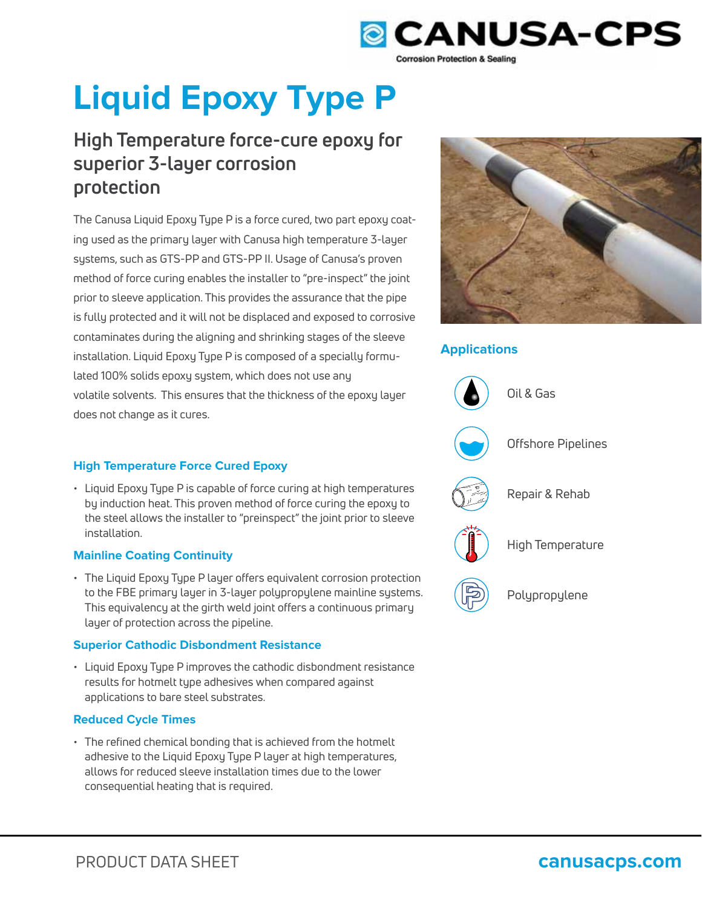CANUSA-CPS
Corrosion Protection & Sealing

# Liquid Epoxy Type P

## High Temperature force-cure epoxy for superior 3-layer corrosion protection

The Canusa Liquid Epoxy Type P is a force cured, two part epoxy coating used as the primary layer with Canusa high temperature 3-layer systems, such as GTS-PP and GTS-PP II. Usage of Canusa's proven method of force curing enables the installer to "pre-inspect" the joint prior to sleeve application. This provides the assurance that the pipe is fully protected and it will not be displaced and exposed to corrosive contaminates during the aligning and shrinking stages of the sleeve installation. Liquid Epoxy Type P is composed of a specially formulated 100% solids epoxy system, which does not use any volatile solvents. This ensures that the thickness of the epoxy layer does not change as it cures.

### High Temperature Force Cured Epoxy

- Liquid Epoxy Type P is capable of force curing at high temperatures by induction heat. This proven method of force curing the epoxy to the steel allows the installer to "preinspect" the joint prior to sleeve installation.

### Mainline Coating Continuity

- The Liquid Epoxy Type P layer offers equivalent corrosion protection to the FBE primary layer in 3-layer polypropylene mainline systems. This equivalency at the girth weld joint offers a continuous primary layer of protection across the pipeline.

### Superior Cathodic Disbondment Resistance

- Liquid Epoxy Type P improves the cathodic disbondment resistance results for hotmelt type adhesives when compared against applications to bare steel substrates.

### Reduced Cycle Times

- The refined chemical bonding that is achieved from the hotmelt adhesive to the Liquid Epoxy Type P layer at high temperatures, allows for reduced sleeve installation times due to the lower consequential heating that is required.

### Applications

- Oil & Gas
- Offshore Pipelines
- Repair & Rehab
- High Temperature
- Polypropylene

PRODUCT DATA SHEET

canusacps.com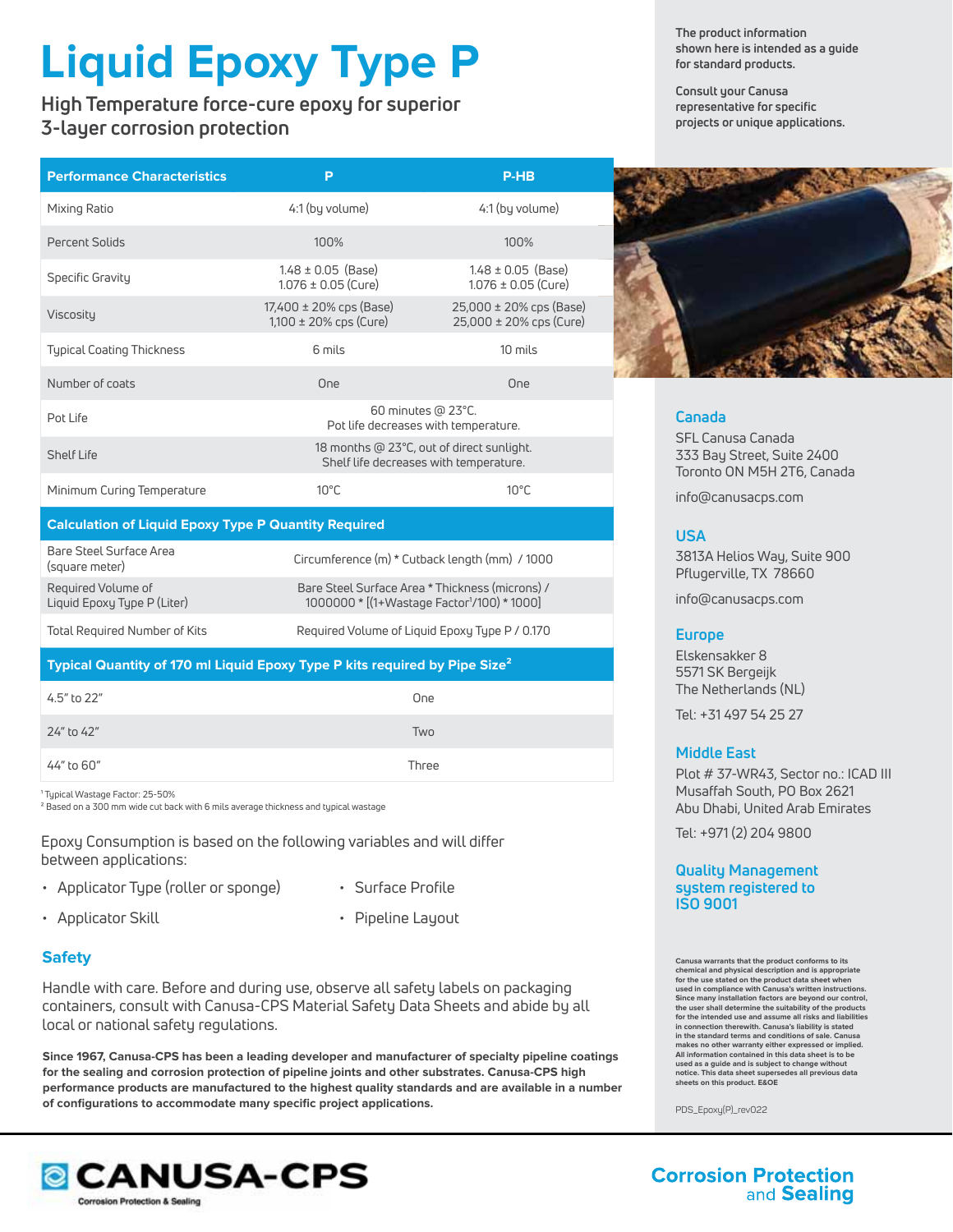# Liquid Epoxy Type P

## High Temperature force-cure epoxy for superior 3-layer corrosion protection

| Performance Characteristics | P | P-HB |
|---|---|---|
| Mixing Ratio | 4:1 (by volume) | 4:1 (by volume) |
| Percent Solids | 100% | 100% |
| Specific Gravity | 1.48 ± 0.05 (Base)<br>1.076 ± 0.05 (Cure) | 1.48 ± 0.05 (Base)<br>1.076 ± 0.05 (Cure) |
| Viscosity | 17,400 ± 20% cps (Base)<br>1,100 ± 20% cps (Cure) | 25,000 ± 20% cps (Base)<br>25,000 ± 20% cps (Cure) |
| Typical Coating Thickness | 6 mils | 10 mils |
| Number of coats | One | One |
| Pot Life | 60 minutes @ 23°C.<br>Pot life decreases with temperature. | |
| Shelf Life | 18 months @ 23°C, out of direct sunlight.<br>Shelf life decreases with temperature. | |
| Minimum Curing Temperature | 10°C | 10°C |

| Calculation of Liquid Epoxy Type P Quantity Required | |
|---|---|
| Bare Steel Surface Area (square meter) | Circumference (m) * Cutback length (mm) / 1000 |
| Required Volume of Liquid Epoxy Type P (Liter) | Bare Steel Surface Area * Thickness (microns) / 1000000 * [(1+Wastage Factor[1]/100) * 1000] |
| Total Required Number of Kits | Required Volume of Liquid Epoxy Type P / 0.170 |

| Typical Quantity of 170 ml Liquid Epoxy Type P kits required by Pipe Size[2] | |
|---|---|
| 4.5" to 22" | One |
| 24" to 42" | Two |
| 44" to 60" | Three |

[1] Typical Wastage Factor: 25-50%
[2] Based on a 300 mm wide cut back with 6 mils average thickness and typical wastage

Epoxy Consumption is based on the following variables and will differ between applications:

- Applicator Type (roller or sponge)
- Applicator Skill
- Surface Profile
- Pipeline Layout

## Safety

Handle with care. Before and during use, observe all safety labels on packaging containers, consult with Canusa-CPS Material Safety Data Sheets and abide by all local or national safety regulations.

**Since 1967, Canusa-CPS has been a leading developer and manufacturer of specialty pipeline coatings for the sealing and corrosion protection of pipeline joints and other substrates. Canusa-CPS high performance products are manufactured to the highest quality standards and are available in a number of configurations to accommodate many specific project applications.**

The product information shown here is intended as a guide for standard products.

Consult your Canusa representative for specific projects or unique applications.

### Canada

SFL Canusa Canada
333 Bay Street, Suite 2400
Toronto ON M5H 2T6, Canada

info@canusacps.com

### USA

3813A Helios Way, Suite 900
Pflugerville, TX 78660

info@canusacps.com

### Europe

Elskensakker 8
5571 SK Bergeijk
The Netherlands (NL)

Tel: +31 497 54 25 27

### Middle East

Plot # 37-WR43, Sector no.: ICAD III
Musaffah South, PO Box 2621
Abu Dhabi, United Arab Emirates

Tel: +971 (2) 204 9800

### Quality Management system registered to ISO 9001

**Canusa warrants that the product conforms to its chemical and physical description and is appropriate for the use stated on the product data sheet when used in compliance with Canusa's written instructions. Since many installation factors are beyond our control, the user shall determine the suitability of the products for the intended use and assume all risks and liabilities in connection therewith. Canusa's liability is stated in the standard terms and conditions of sale. Canusa makes no other warranty either expressed or implied. All information contained in this data sheet is to be used as a guide and is subject to change without notice. This data sheet supersedes all previous data sheets on this product. E&OE**

PDS_Epoxy(P)_rev022

CANUSA-CPS
Corrosion Protection & Sealing

Corrosion Protection and Sealing